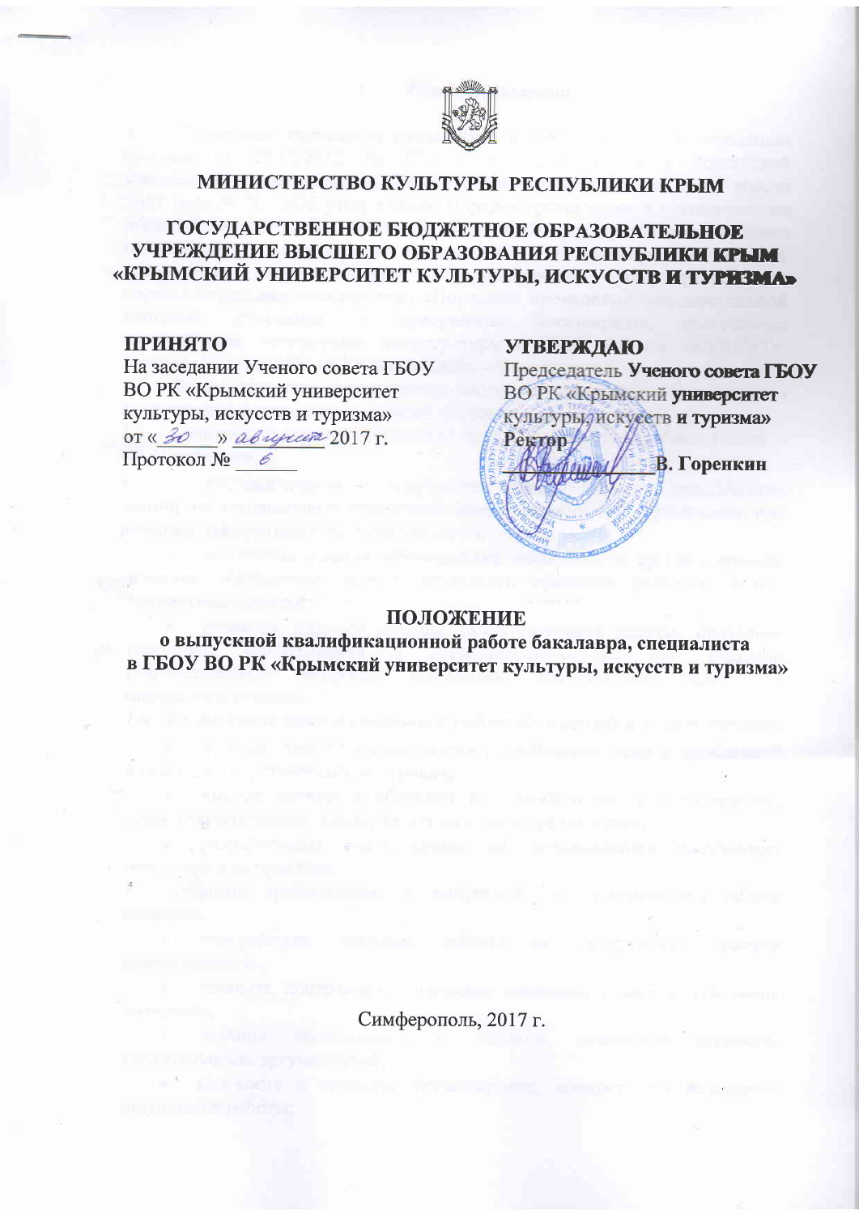**МИНИСТЕРСТВО КУЛЬТУРЫ РЕСПУБЛИКИ КРЫМ**

**ГОСУДАРСТВЕННОЕ БЮДЖЕТНОЕ ОБРАЗОВАТЕЛЬНОЕ УЧРЕЖДЕНИЕ ВЫСШЕГО ОБРАЗОВАНИЯ РЕСПУБЛИКИ КРЫМ «КРЫМСКИЙ УНИВЕРСИТЕТ КУЛЬТУРЫ, ИСКУССТВ И ТУРИЗМА»**

**ПРИНЯТО**
На заседании Ученого совета ГБОУ ВО РК «Крымский университет культуры, искусств и туризма»
от « 30 » августа 2017 г.
Протокол № 6

**УТВЕРЖДАЮ**
Председатель **Ученого совета ГБОУ** ВО РК «Крымский **университет** культуры, искусств **и туризма»**
**Ректор**
______________ **В. Горенкин**

# ПОЛОЖЕНИЕ

## о выпускной квалификационной работе бакалавра, специалиста в ГБОУ ВО РК «Крымский университет культуры, искусств и туризма»

Симферополь, 2017 г.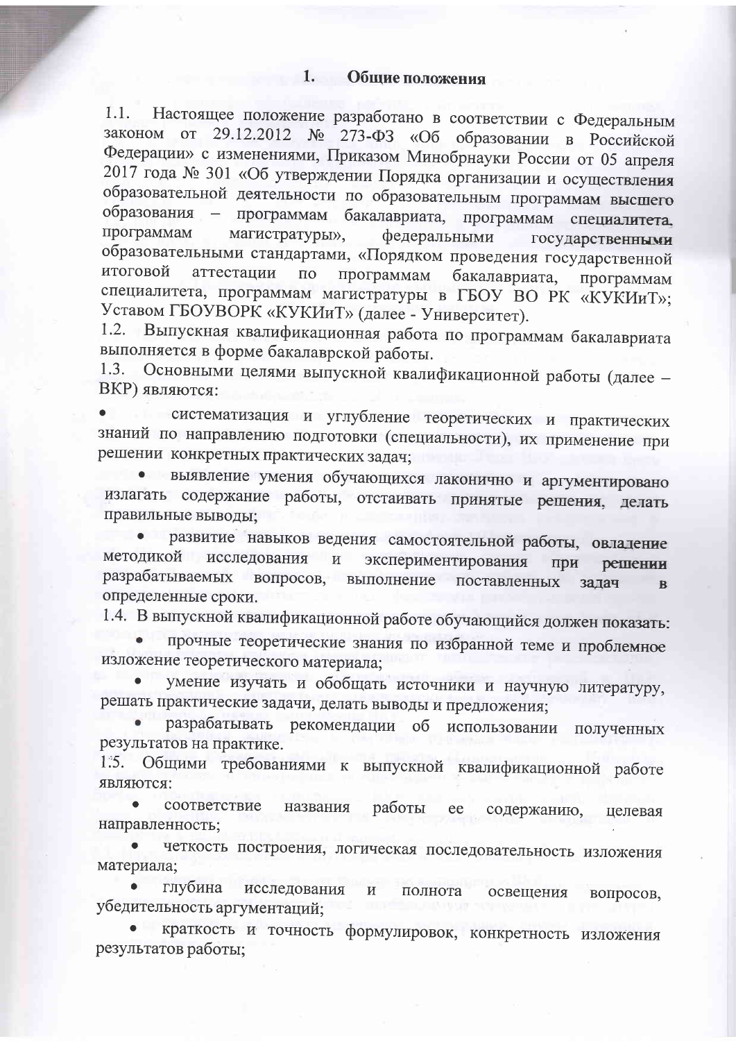## 1. Общие положения

1.1. Настоящее положение разработано в соответствии с Федеральным законом от 29.12.2012 № 273-ФЗ «Об образовании в Российской Федерации» с изменениями, Приказом Минобрнауки России от 05 апреля 2017 года № 301 «Об утверждении Порядка организации и осуществления образовательной деятельности по образовательным программам высшего образования – программам бакалавриата, программам специалитета, программам магистратуры», федеральными государственными образовательными стандартами, «Порядком проведения государственной итоговой аттестации по программам бакалавриата, программам специалитета, программам магистратуры в ГБОУ ВО РК «КУКИиТ»; Уставом ГБОУВОРК «КУКИиТ» (далее - Университет).

1.2. Выпускная квалификационная работа по программам бакалавриата выполняется в форме бакалаврской работы.

1.3. Основными целями выпускной квалификационной работы (далее – ВКР) являются:

- систематизация и углубление теоретических и практических знаний по направлению подготовки (специальности), их применение при решении конкретных практических задач;
- выявление умения обучающихся лаконично и аргументировано излагать содержание работы, отстаивать принятые решения, делать правильные выводы;
- развитие навыков ведения самостоятельной работы, овладение методикой исследования и экспериментирования при решении разрабатываемых вопросов, выполнение поставленных задач в определенные сроки.

1.4. В выпускной квалификационной работе обучающийся должен показать:

- прочные теоретические знания по избранной теме и проблемное изложение теоретического материала;
- умение изучать и обобщать источники и научную литературу, решать практические задачи, делать выводы и предложения;
- разрабатывать рекомендации об использовании полученных результатов на практике.

1.5. Общими требованиями к выпускной квалификационной работе являются:

- соответствие названия работы ее содержанию, целевая направленность;
- четкость построения, логическая последовательность изложения материала;
- глубина исследования и полнота освещения вопросов, убедительность аргументаций;
- краткость и точность формулировок, конкретность изложения результатов работы;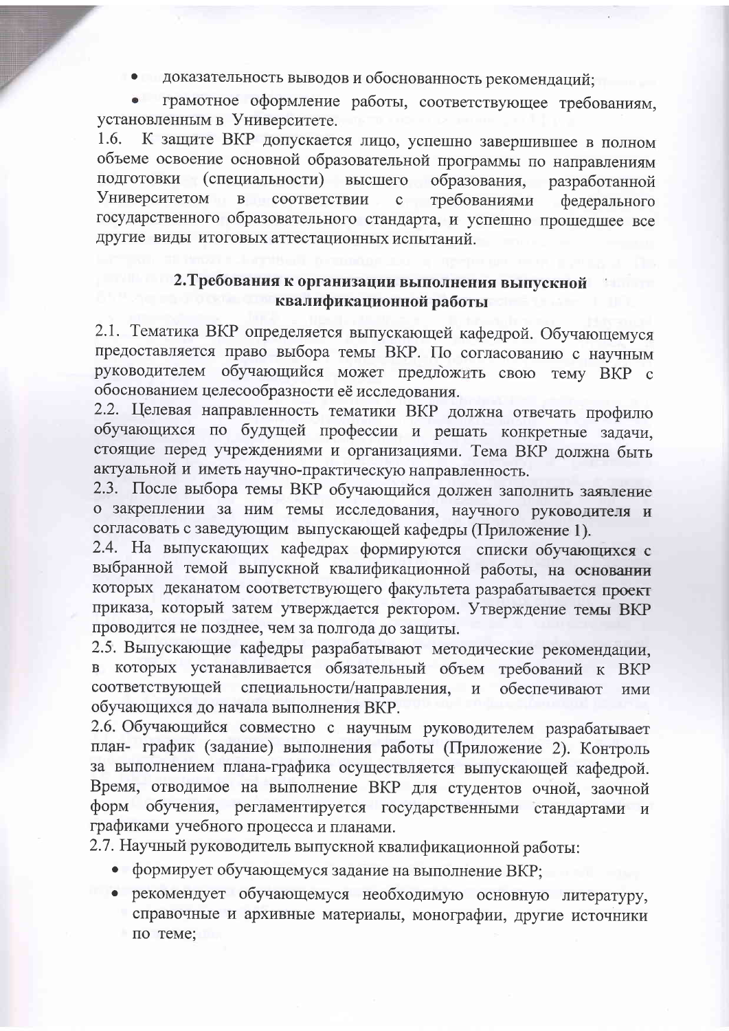- доказательность выводов и обоснованность рекомендаций;
- грамотное оформление работы, соответствующее требованиям, установленным в Университете.

1.6. К защите ВКР допускается лицо, успешно завершившее в полном объеме освоение основной образовательной программы по направлениям подготовки (специальности) высшего образования, разработанной Университетом в соответствии с требованиями федерального государственного образовательного стандарта, и успешно прошедшее все другие виды итоговых аттестационных испытаний.

## 2.Требования к организации выполнения выпускной квалификационной работы

2.1. Тематика ВКР определяется выпускающей кафедрой. Обучающемуся предоставляется право выбора темы ВКР. По согласованию с научным руководителем обучающийся может предложить свою тему ВКР с обоснованием целесообразности её исследования.

2.2. Целевая направленность тематики ВКР должна отвечать профилю обучающихся по будущей профессии и решать конкретные задачи, стоящие перед учреждениями и организациями. Тема ВКР должна быть актуальной и иметь научно-практическую направленность.

2.3. После выбора темы ВКР обучающийся должен заполнить заявление о закреплении за ним темы исследования, научного руководителя и согласовать с заведующим выпускающей кафедры (Приложение 1).

2.4. На выпускающих кафедрах формируются списки обучающихся с выбранной темой выпускной квалификационной работы, на основании которых деканатом соответствующего факультета разрабатывается проект приказа, который затем утверждается ректором. Утверждение темы ВКР проводится не позднее, чем за полгода до защиты.

2.5. Выпускающие кафедры разрабатывают методические рекомендации, в которых устанавливается обязательный объем требований к ВКР соответствующей специальности/направления, и обеспечивают ими обучающихся до начала выполнения ВКР.

2.6. Обучающийся совместно с научным руководителем разрабатывает план- график (задание) выполнения работы (Приложение 2). Контроль за выполнением плана-графика осуществляется выпускающей кафедрой. Время, отводимое на выполнение ВКР для студентов очной, заочной форм обучения, регламентируется государственными стандартами и графиками учебного процесса и планами.

2.7. Научный руководитель выпускной квалификационной работы:

- формирует обучающемуся задание на выполнение ВКР;
- рекомендует обучающемуся необходимую основную литературу, справочные и архивные материалы, монографии, другие источники по теме;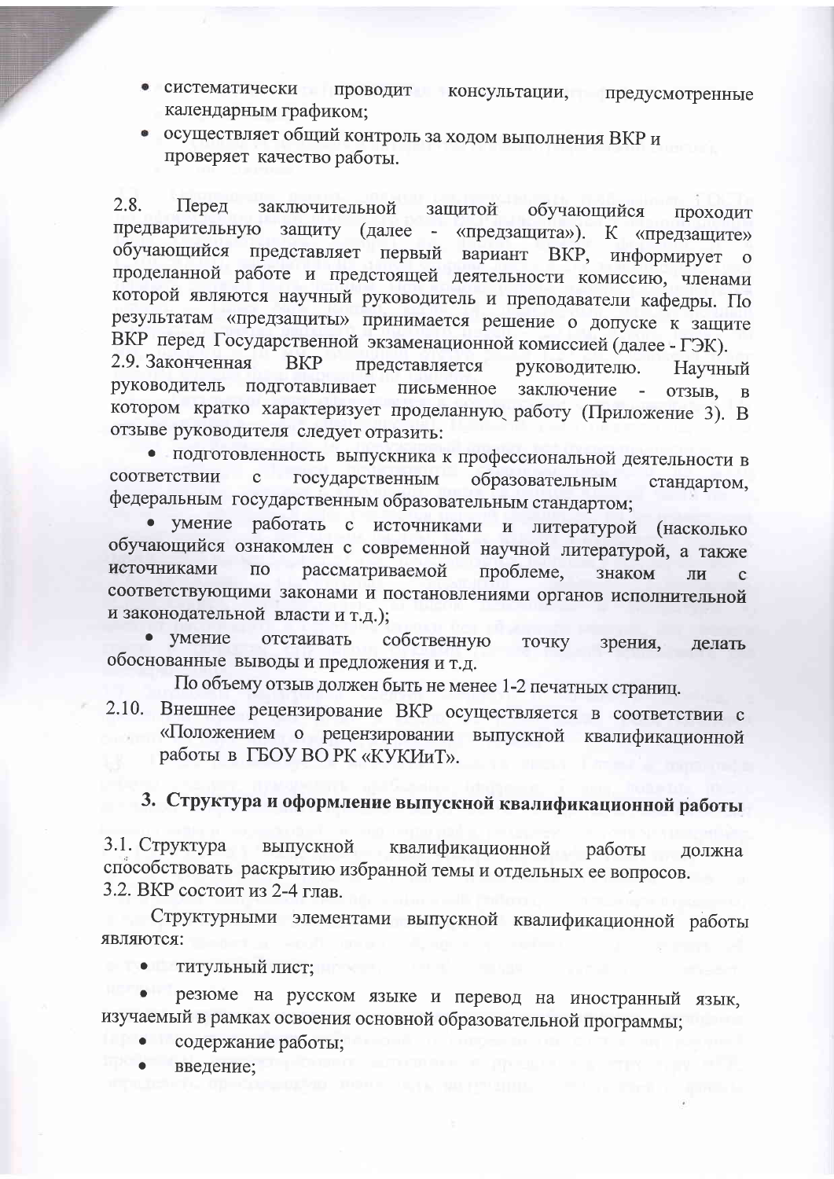- систематически проводит консультации, предусмотренные календарным графиком;
- осуществляет общий контроль за ходом выполнения ВКР и проверяет качество работы.

2.8. Перед заключительной защитой обучающийся проходит предварительную защиту (далее - «предзащита»). К «предзащите» обучающийся представляет первый вариант ВКР, информирует о проделанной работе и предстоящей деятельности комиссию, членами которой являются научный руководитель и преподаватели кафедры. По результатам «предзащиты» принимается решение о допуске к защите ВКР перед Государственной экзаменационной комиссией (далее - ГЭК).

2.9. Законченная ВКР представляется руководителю. Научный руководитель подготавливает письменное заключение - отзыв, в котором кратко характеризует проделанную работу (Приложение 3). В отзыве руководителя следует отразить:

- подготовленность выпускника к профессиональной деятельности в соответствии с государственным образовательным стандартом, федеральным государственным образовательным стандартом;
- умение работать с источниками и литературой (насколько обучающийся ознакомлен с современной научной литературой, а также источниками по рассматриваемой проблеме, знаком ли с соответствующими законами и постановлениями органов исполнительной и законодательной власти и т.д.);
- умение отстаивать собственную точку зрения, делать обоснованные выводы и предложения и т.д.

По объему отзыв должен быть не менее 1-2 печатных страниц.

2.10. Внешнее рецензирование ВКР осуществляется в соответствии с «Положением о рецензировании выпускной квалификационной работы в ГБОУ ВО РК «КУКИиТ».

## 3. Структура и оформление выпускной квалификационной работы

3.1. Структура выпускной квалификационной работы должна способствовать раскрытию избранной темы и отдельных ее вопросов.

3.2. ВКР состоит из 2-4 глав.

Структурными элементами выпускной квалификационной работы являются:

- титульный лист;
- резюме на русском языке и перевод на иностранный язык, изучаемый в рамках освоения основной образовательной программы;
- содержание работы;
- введение;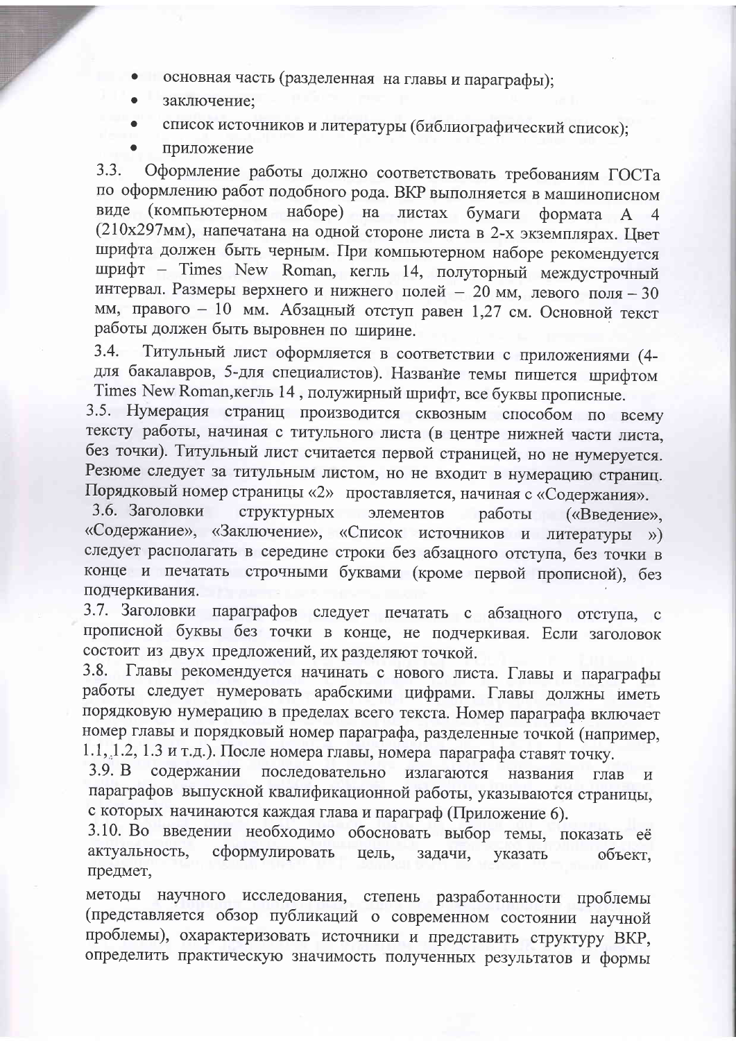- основная часть (разделенная на главы и параграфы);
- заключение;
- список источников и литературы (библиографический список);
- приложение

3.3. Оформление работы должно соответствовать требованиям ГОСТа по оформлению работ подобного рода. ВКР выполняется в машинописном виде (компьютерном наборе) на листах бумаги формата А 4 (210х297мм), напечатана на одной стороне листа в 2-х экземплярах. Цвет шрифта должен быть черным. При компьютерном наборе рекомендуется шрифт – Times New Roman, кегль 14, полуторный междустрочный интервал. Размеры верхнего и нижнего полей – 20 мм, левого поля – 30 мм, правого – 10 мм. Абзацный отступ равен 1,27 см. Основной текст работы должен быть выровнен по ширине.

3.4. Титульный лист оформляется в соответствии с приложениями (4-для бакалавров, 5-для специалистов). Название темы пишется шрифтом Times New Roman,кегль 14 , полужирный шрифт, все буквы прописные.

3.5. Нумерация страниц производится сквозным способом по всему тексту работы, начиная с титульного листа (в центре нижней части листа, без точки). Титульный лист считается первой страницей, но не нумеруется. Резюме следует за титульным листом, но не входит в нумерацию страниц. Порядковый номер страницы «2» проставляется, начиная с «Содержания».

3.6. Заголовки структурных элементов работы («Введение», «Содержание», «Заключение», «Список источников и литературы ») следует располагать в середине строки без абзацного отступа, без точки в конце и печатать строчными буквами (кроме первой прописной), без подчеркивания.

3.7. Заголовки параграфов следует печатать с абзацного отступа, с прописной буквы без точки в конце, не подчеркивая. Если заголовок состоит из двух предложений, их разделяют точкой.

3.8. Главы рекомендуется начинать с нового листа. Главы и параграфы работы следует нумеровать арабскими цифрами. Главы должны иметь порядковую нумерацию в пределах всего текста. Номер параграфа включает номер главы и порядковый номер параграфа, разделенные точкой (например, 1.1, 1.2, 1.3 и т.д.). После номера главы, номера параграфа ставят точку.

3.9. В содержании последовательно излагаются названия глав и параграфов выпускной квалификационной работы, указываются страницы, с которых начинаются каждая глава и параграф (Приложение 6).

3.10. Во введении необходимо обосновать выбор темы, показать её актуальность, сформулировать цель, задачи, указать объект, предмет,

методы научного исследования, степень разработанности проблемы (представляется обзор публикаций о современном состоянии научной проблемы), охарактеризовать источники и представить структуру ВКР, определить практическую значимость полученных результатов и формы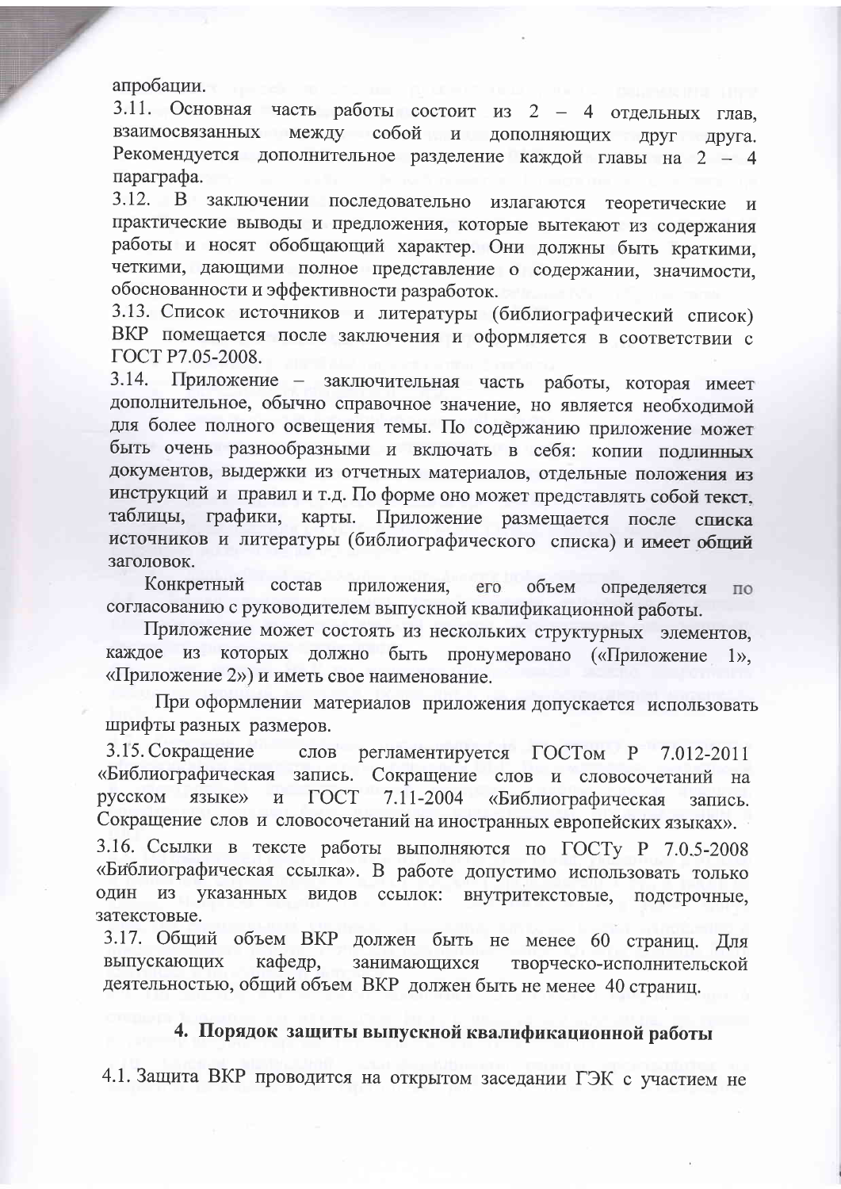апробации.

3.11. Основная часть работы состоит из 2 – 4 отдельных глав, взаимосвязанных между собой и дополняющих друг друга. Рекомендуется дополнительное разделение каждой главы на 2 – 4 параграфа.

3.12. В заключении последовательно излагаются теоретические и практические выводы и предложения, которые вытекают из содержания работы и носят обобщающий характер. Они должны быть краткими, четкими, дающими полное представление о содержании, значимости, обоснованности и эффективности разработок.

3.13. Список источников и литературы (библиографический список) ВКР помещается после заключения и оформляется в соответствии с ГОСТ Р7.05-2008.

3.14. Приложение – заключительная часть работы, которая имеет дополнительное, обычно справочное значение, но является необходимой для более полного освещения темы. По содержанию приложение может быть очень разнообразными и включать в себя: копии подлинных документов, выдержки из отчетных материалов, отдельные положения из инструкций и правил и т.д. По форме оно может представлять собой текст, таблицы, графики, карты. Приложение размещается после списка источников и литературы (библиографического списка) и имеет общий заголовок.

Конкретный состав приложения, его объем определяется по согласованию с руководителем выпускной квалификационной работы.

Приложение может состоять из нескольких структурных элементов, каждое из которых должно быть пронумеровано («Приложение 1», «Приложение 2») и иметь свое наименование.

При оформлении материалов приложения допускается использовать шрифты разных размеров.

3.15. Сокращение слов регламентируется ГОСТом Р 7.012-2011 «Библиографическая запись. Сокращение слов и словосочетаний на русском языке» и ГОСТ 7.11-2004 «Библиографическая запись. Сокращение слов и словосочетаний на иностранных европейских языках».

3.16. Ссылки в тексте работы выполняются по ГОСТу Р 7.0.5-2008 «Библиографическая ссылка». В работе допустимо использовать только один из указанных видов ссылок: внутритекстовые, подстрочные, затекстовые.

3.17. Общий объем ВКР должен быть не менее 60 страниц. Для выпускающих кафедр, занимающихся творческо-исполнительской деятельностью, общий объем ВКР должен быть не менее 40 страниц.

## 4. Порядок защиты выпускной квалификационной работы

4.1. Защита ВКР проводится на открытом заседании ГЭК с участием не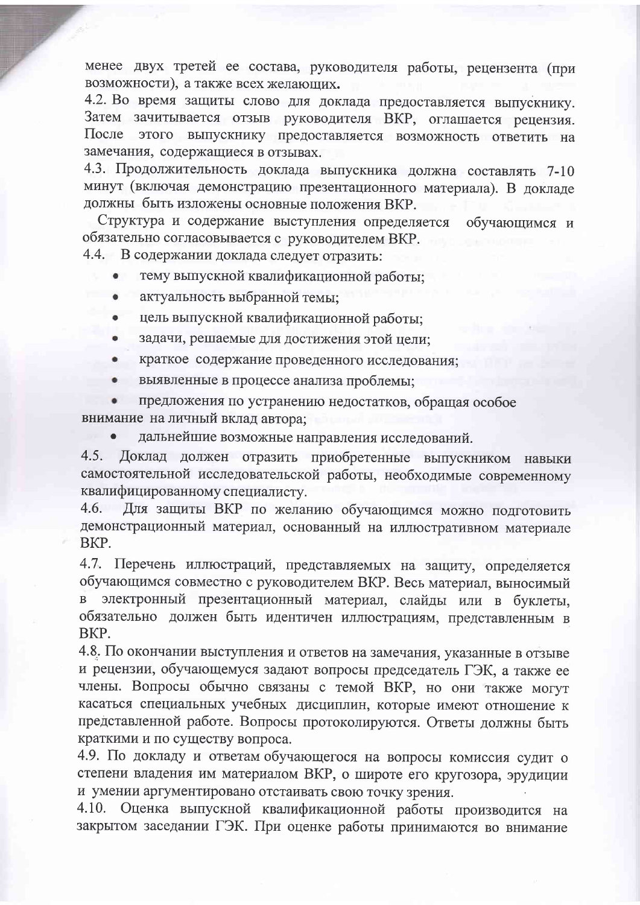менее двух третей ее состава, руководителя работы, рецензента (при возможности), а также всех желающих.

4.2. Во время защиты слово для доклада предоставляется выпускнику. Затем зачитывается отзыв руководителя ВКР, оглашается рецензия. После этого выпускнику предоставляется возможность ответить на замечания, содержащиеся в отзывах.

4.3. Продолжительность доклада выпускника должна составлять 7-10 минут (включая демонстрацию презентационного материала). В докладе должны быть изложены основные положения ВКР.

Структура и содержание выступления определяется обучающимся и обязательно согласовывается с руководителем ВКР.

4.4. В содержании доклада следует отразить:

- тему выпускной квалификационной работы;
- актуальность выбранной темы;
- цель выпускной квалификационной работы;
- задачи, решаемые для достижения этой цели;
- краткое содержание проведенного исследования;
- выявленные в процессе анализа проблемы;
- предложения по устранению недостатков, обращая особое внимание на личный вклад автора;
- дальнейшие возможные направления исследований.

4.5. Доклад должен отразить приобретенные выпускником навыки самостоятельной исследовательской работы, необходимые современному квалифицированному специалисту.

4.6. Для защиты ВКР по желанию обучающимся можно подготовить демонстрационный материал, основанный на иллюстративном материале ВКР.

4.7. Перечень иллюстраций, представляемых на защиту, определяется обучающимся совместно с руководителем ВКР. Весь материал, выносимый в электронный презентационный материал, слайды или в буклеты, обязательно должен быть идентичен иллюстрациям, представленным в ВКР.

4.8. По окончании выступления и ответов на замечания, указанные в отзыве и рецензии, обучающемуся задают вопросы председатель ГЭК, а также ее члены. Вопросы обычно связаны с темой ВКР, но они также могут касаться специальных учебных дисциплин, которые имеют отношение к представленной работе. Вопросы протоколируются. Ответы должны быть краткими и по существу вопроса.

4.9. По докладу и ответам обучающегося на вопросы комиссия судит о степени владения им материалом ВКР, о широте его кругозора, эрудиции и умении аргументировано отстаивать свою точку зрения.

4.10. Оценка выпускной квалификационной работы производится на закрытом заседании ГЭК. При оценке работы принимаются во внимание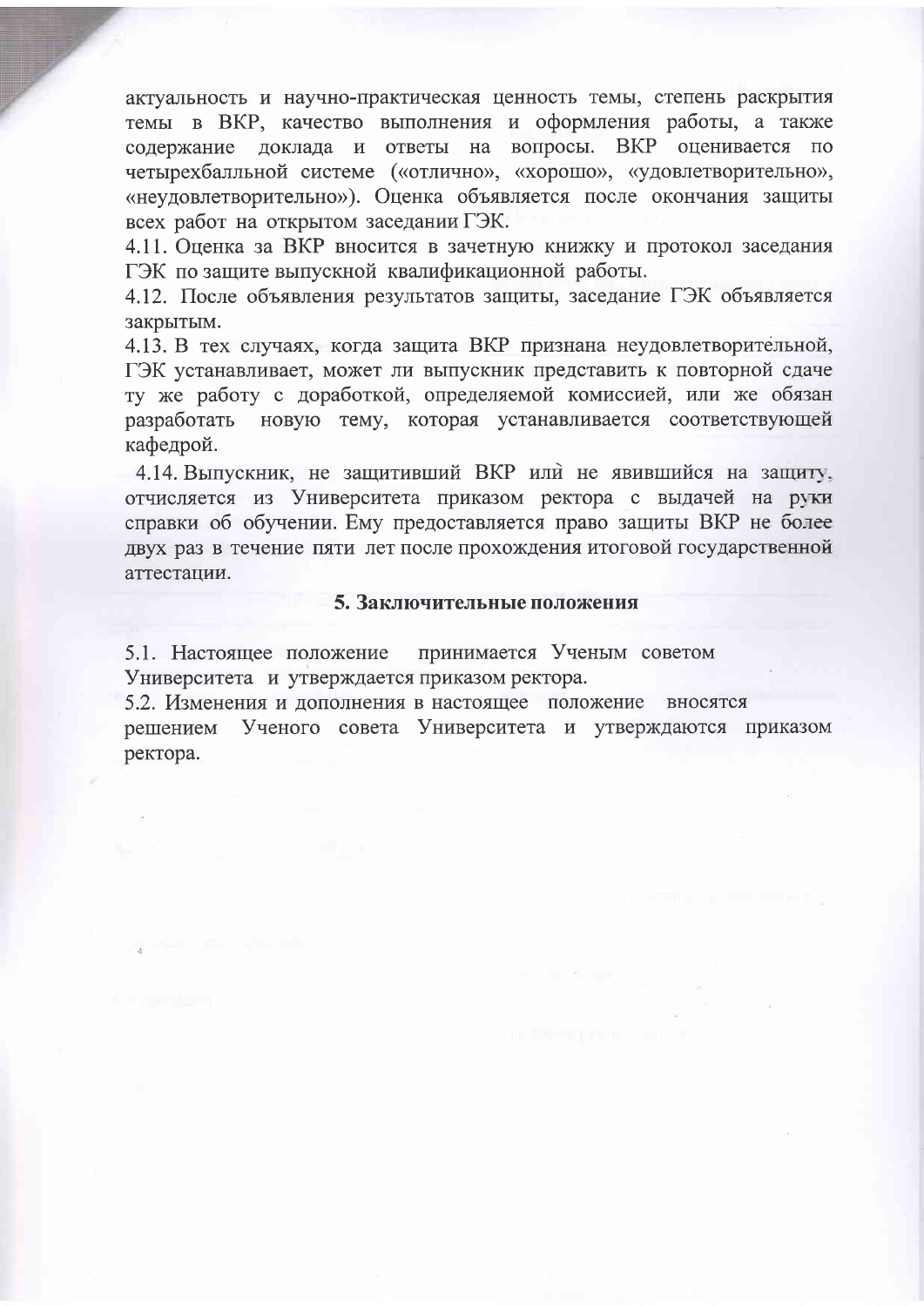актуальность и научно-практическая ценность темы, степень раскрытия темы в ВКР, качество выполнения и оформления работы, а также содержание доклада и ответы на вопросы. ВКР оценивается по четырехбалльной системе («отлично», «хорошо», «удовлетворительно», «неудовлетворительно»). Оценка объявляется после окончания защиты всех работ на открытом заседании ГЭК.

4.11. Оценка за ВКР вносится в зачетную книжку и протокол заседания ГЭК по защите выпускной квалификационной работы.

4.12. После объявления результатов защиты, заседание ГЭК объявляется закрытым.

4.13. В тех случаях, когда защита ВКР признана неудовлетворительной, ГЭК устанавливает, может ли выпускник представить к повторной сдаче ту же работу с доработкой, определяемой комиссией, или же обязан разработать новую тему, которая устанавливается соответствующей кафедрой.

4.14. Выпускник, не защитивший ВКР или не явившийся на защиту, отчисляется из Университета приказом ректора с выдачей на руки справки об обучении. Ему предоставляется право защиты ВКР не более двух раз в течение пяти лет после прохождения итоговой государственной аттестации.

## 5. Заключительные положения

5.1. Настоящее положение принимается Ученым советом Университета и утверждается приказом ректора.

5.2. Изменения и дополнения в настоящее положение вносятся решением Ученого совета Университета и утверждаются приказом ректора.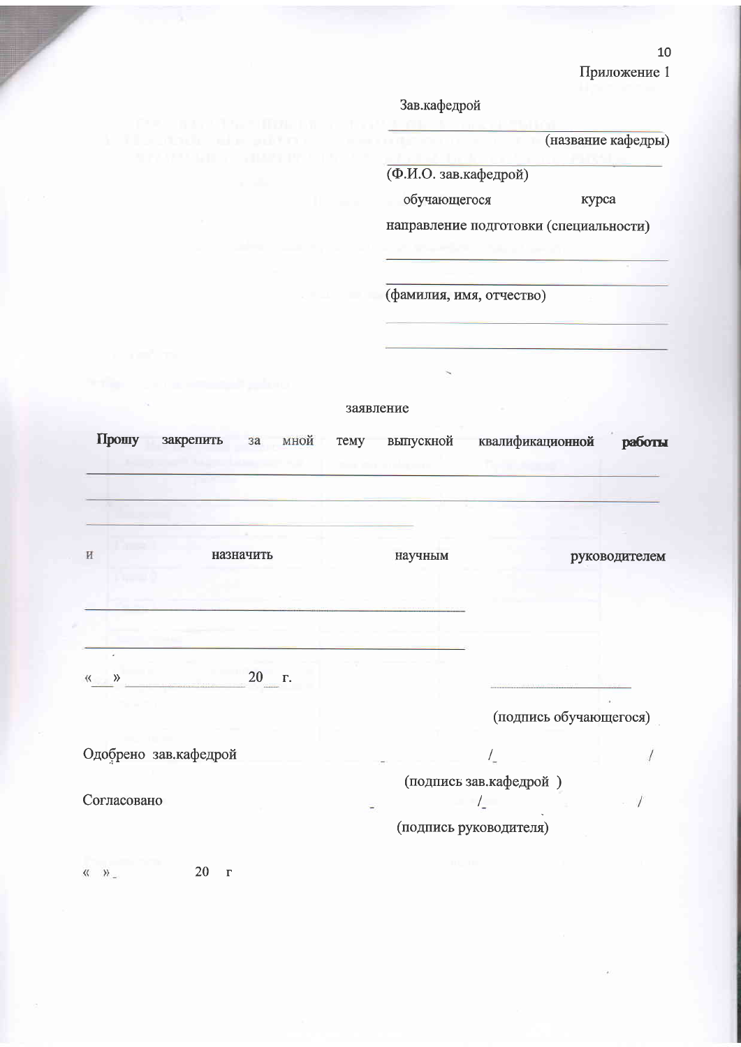Приложение 1

Зав.кафедрой

\_\_\_\_\_\_\_\_\_\_\_\_\_\_\_\_\_\_\_\_\_\_\_\_\_\_\_\_\_\_\_\_\_\_\_\_\_\_
(название кафедры)

\_\_\_\_\_\_\_\_\_\_\_\_\_\_\_\_\_\_\_\_\_\_\_\_\_\_\_\_\_\_\_\_\_\_\_\_\_\_
(Ф.И.О. зав.кафедрой)

обучающегося курса

направление подготовки (специальности)

\_\_\_\_\_\_\_\_\_\_\_\_\_\_\_\_\_\_\_\_\_\_\_\_\_\_\_\_\_\_\_\_\_\_\_\_\_\_

\_\_\_\_\_\_\_\_\_\_\_\_\_\_\_\_\_\_\_\_\_\_\_\_\_\_\_\_\_\_\_\_\_\_\_\_\_\_
(фамилия, имя, отчество)

\_\_\_\_\_\_\_\_\_\_\_\_\_\_\_\_\_\_\_\_\_\_\_\_\_\_\_\_\_\_\_\_\_\_\_\_\_\_

\_\_\_\_\_\_\_\_\_\_\_\_\_\_\_\_\_\_\_\_\_\_\_\_\_\_\_\_\_\_\_\_\_\_\_\_\_\_

заявление

Прошу закрепить за мной тему выпускной квалификационной работы \_\_\_\_\_\_\_\_\_\_\_\_\_\_\_\_\_\_\_\_\_\_\_\_\_\_\_\_\_\_\_\_\_\_\_\_\_\_\_\_\_\_\_\_\_\_\_\_\_\_\_\_\_\_\_\_\_\_\_\_\_\_\_\_\_\_\_\_\_\_

\_\_\_\_\_\_\_\_\_\_\_\_\_\_\_\_\_\_\_\_\_\_\_\_\_\_\_\_\_\_\_\_\_\_\_\_\_\_\_\_\_\_\_\_\_\_\_\_\_\_\_\_\_\_\_\_\_\_\_\_\_\_\_\_\_\_\_\_\_\_

\_\_\_\_\_\_\_\_\_\_\_\_\_\_\_\_\_\_\_\_\_\_\_\_\_\_\_\_\_\_\_\_\_\_\_\_\_\_\_\_\_\_\_\_

и назначить научным руководителем

\_\_\_\_\_\_\_\_\_\_\_\_\_\_\_\_\_\_\_\_\_\_\_\_\_\_\_\_\_\_\_\_\_\_\_\_\_\_\_\_\_\_\_\_\_\_\_\_\_\_

\_\_\_\_\_\_\_\_\_\_\_\_\_\_\_\_\_\_\_\_\_\_\_\_\_\_\_\_\_\_\_\_\_\_\_\_\_\_\_\_\_\_\_\_\_\_\_\_\_\_

«\_\_\_» \_\_\_\_\_\_\_\_\_\_\_\_\_\_\_\_ 20\_\_ г. \_\_\_\_\_\_\_\_\_\_\_\_\_\_\_\_\_\_\_\_

(подпись обучающегося)

Одобрено зав.кафедрой \_\_\_\_\_\_\_\_\_\_\_\_\_\_ /\_\_\_\_\_\_\_\_\_\_\_\_\_\_\_\_ /

(подпись зав.кафедрой )

Согласовано \_\_\_\_\_\_\_\_\_\_\_\_\_\_ /\_\_\_\_\_\_\_\_\_\_\_\_\_\_\_\_ /

(подпись руководителя)

« » \_\_\_\_\_\_\_\_\_\_ 20 г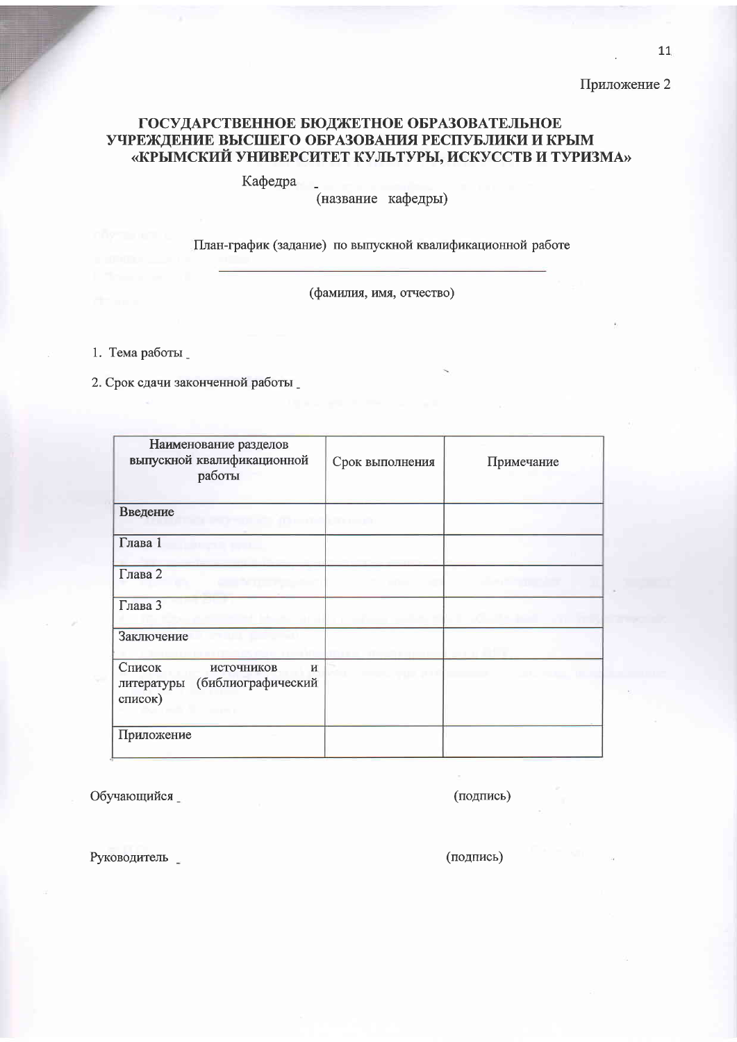Приложение 2

**ГОСУДАРСТВЕННОЕ БЮДЖЕТНОЕ ОБРАЗОВАТЕЛЬНОЕ УЧРЕЖДЕНИЕ ВЫСШЕГО ОБРАЗОВАНИЯ РЕСПУБЛИКИ И КРЫМ «КРЫМСКИЙ УНИВЕРСИТЕТ КУЛЬТУРЫ, ИСКУССТВ И ТУРИЗМА»**

Кафедра _
(название кафедры)

План-график (задание) по выпускной квалификационной работе

______________________________________________

(фамилия, имя, отчество)

1. Тема работы _

2. Срок сдачи законченной работы _

| Наименование разделов выпускной квалификационной работы | Срок выполнения | Примечание |
|---|---|---|
| Введение | | |
| Глава 1 | | |
| Глава 2 | | |
| Глава 3 | | |
| Заключение | | |
| Список источников и литературы (библиографический список) | | |
| Приложение | | |

Обучающийся _ (подпись)

Руководитель _ (подпись)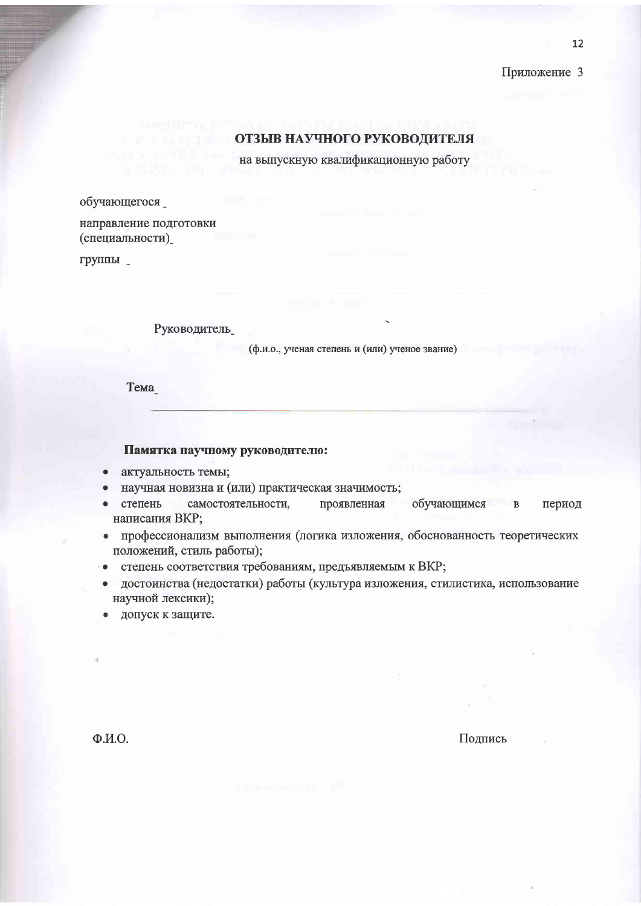Приложение 3

## ОТЗЫВ НАУЧНОГО РУКОВОДИТЕЛЯ

на выпускную квалификационную работу

обучающегося _

направление подготовки (специальности)_

группы _

Руководитель_

(ф.и.о., ученая степень и (или) ученое звание)

**Тема**_

______________________________________________

**Памятка научному руководителю:**

- актуальность темы;
- научная новизна и (или) практическая значимость;
- степень самостоятельности, проявленная обучающимся в период написания ВКР;
- профессионализм выполнения (логика изложения, обоснованность теоретических положений, стиль работы);
- степень соответствия требованиям, предъявляемым к ВКР;
- достоинства (недостатки) работы (культура изложения, стилистика, использование научной лексики);
- допуск к защите.

Ф.И.О. Подпись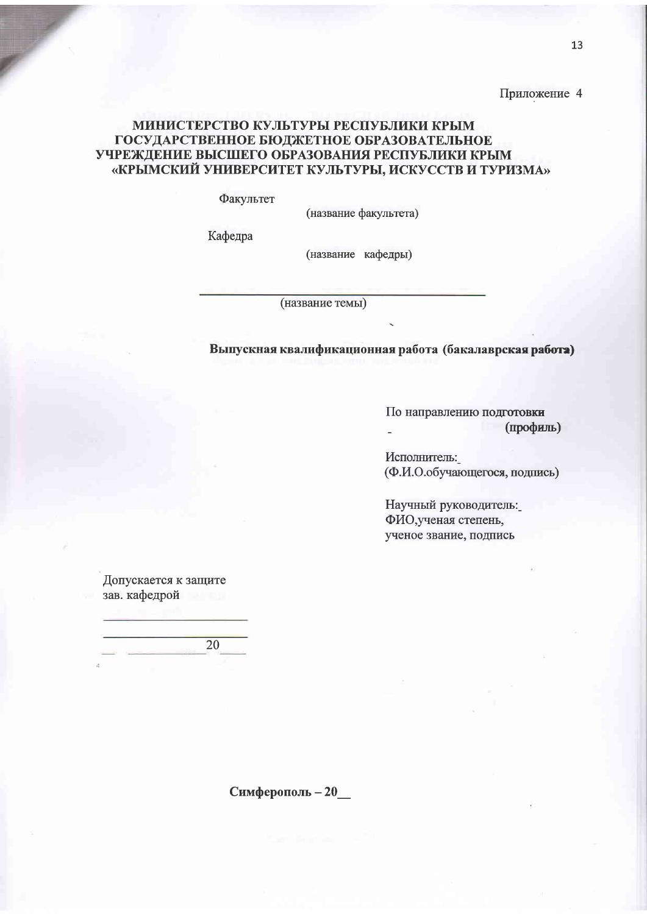Приложение 4

**МИНИСТЕРСТВО КУЛЬТУРЫ РЕСПУБЛИКИ КРЫМ**
**ГОСУДАРСТВЕННОЕ БЮДЖЕТНОЕ ОБРАЗОВАТЕЛЬНОЕ**
**УЧРЕЖДЕНИЕ ВЫСШЕГО ОБРАЗОВАНИЯ РЕСПУБЛИКИ КРЫМ**
**«КРЫМСКИЙ УНИВЕРСИТЕТ КУЛЬТУРЫ, ИСКУССТВ И ТУРИЗМА»**

Факультет
(название факультета)

Кафедра
(название кафедры)

______________________________________
(название темы)

**Выпускная квалификационная работа (бакалаврская работа)**

По направлению подготовки
- **(профиль)**

Исполнитель:
(Ф.И.О.обучающегося, подпись)

Научный руководитель:
ФИО,ученая степень,
ученое звание, подпись

Допускается к защите
зав. кафедрой

______________________

______________________

__ ___________ 20 ____

**Симферополь – 20__**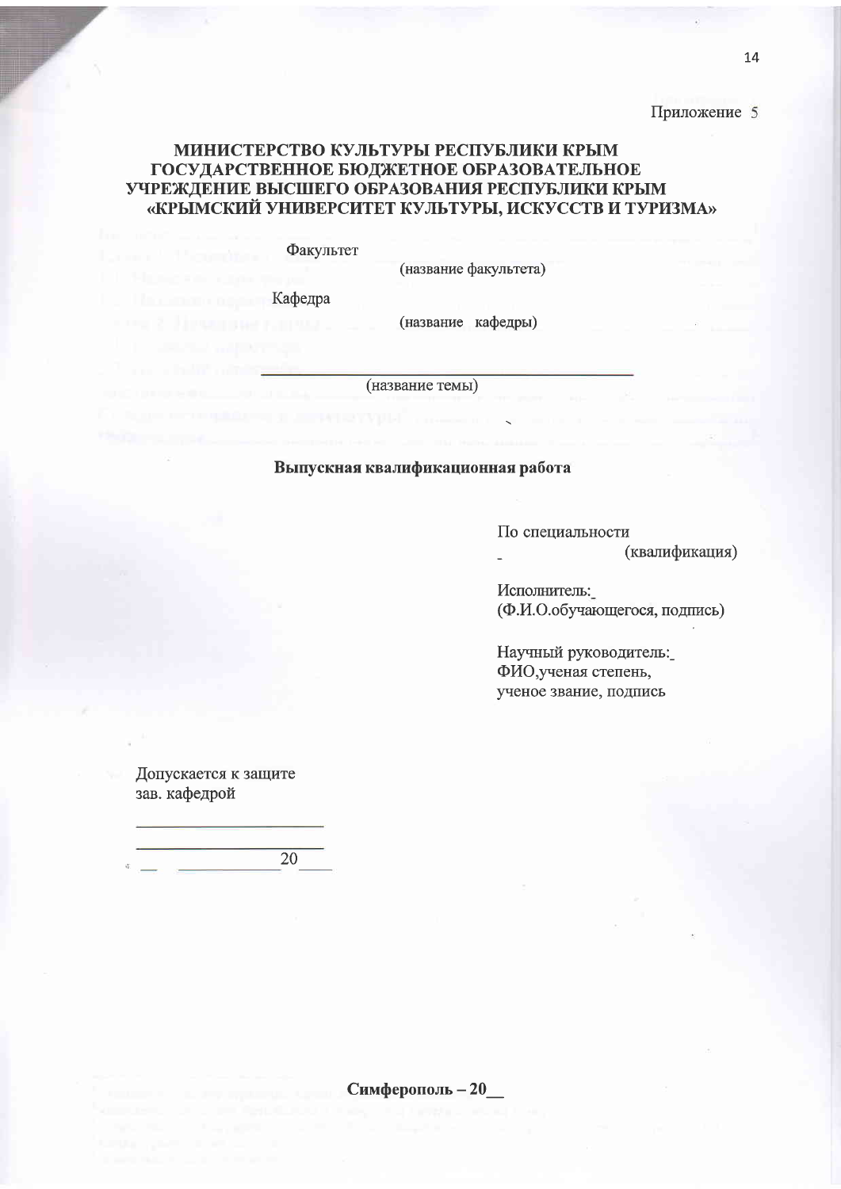Приложение 5

**МИНИСТЕРСТВО КУЛЬТУРЫ РЕСПУБЛИКИ КРЫМ**
**ГОСУДАРСТВЕННОЕ БЮДЖЕТНОЕ ОБРАЗОВАТЕЛЬНОЕ УЧРЕЖДЕНИЕ ВЫСШЕГО ОБРАЗОВАНИЯ РЕСПУБЛИКИ КРЫМ**
**«КРЫМСКИЙ УНИВЕРСИТЕТ КУЛЬТУРЫ, ИСКУССТВ И ТУРИЗМА»**

Факультет
(название факультета)

Кафедра
(название кафедры)

\_\_\_\_\_\_\_\_\_\_\_\_\_\_\_\_\_\_\_\_\_\_\_\_\_\_\_\_\_\_\_\_\_\_\_\_\_\_\_\_\_\_\_\_
(название темы)

**Выпускная квалификационная работа**

По специальности
\- (квалификация)

Исполнитель:\_
(Ф.И.О.обучающегося, подпись)

Научный руководитель:\_
ФИО,ученая степень,
ученое звание, подпись

Допускается к защите
зав. кафедрой

\_\_\_\_\_\_\_\_\_\_\_\_\_\_\_\_\_\_\_\_

\_\_\_\_\_\_\_\_\_\_\_\_\_\_\_\_\_\_\_\_

« \_\_ » \_\_\_\_\_\_\_\_\_\_\_\_ 20\_\_\_\_

**Симферополь – 20\_\_**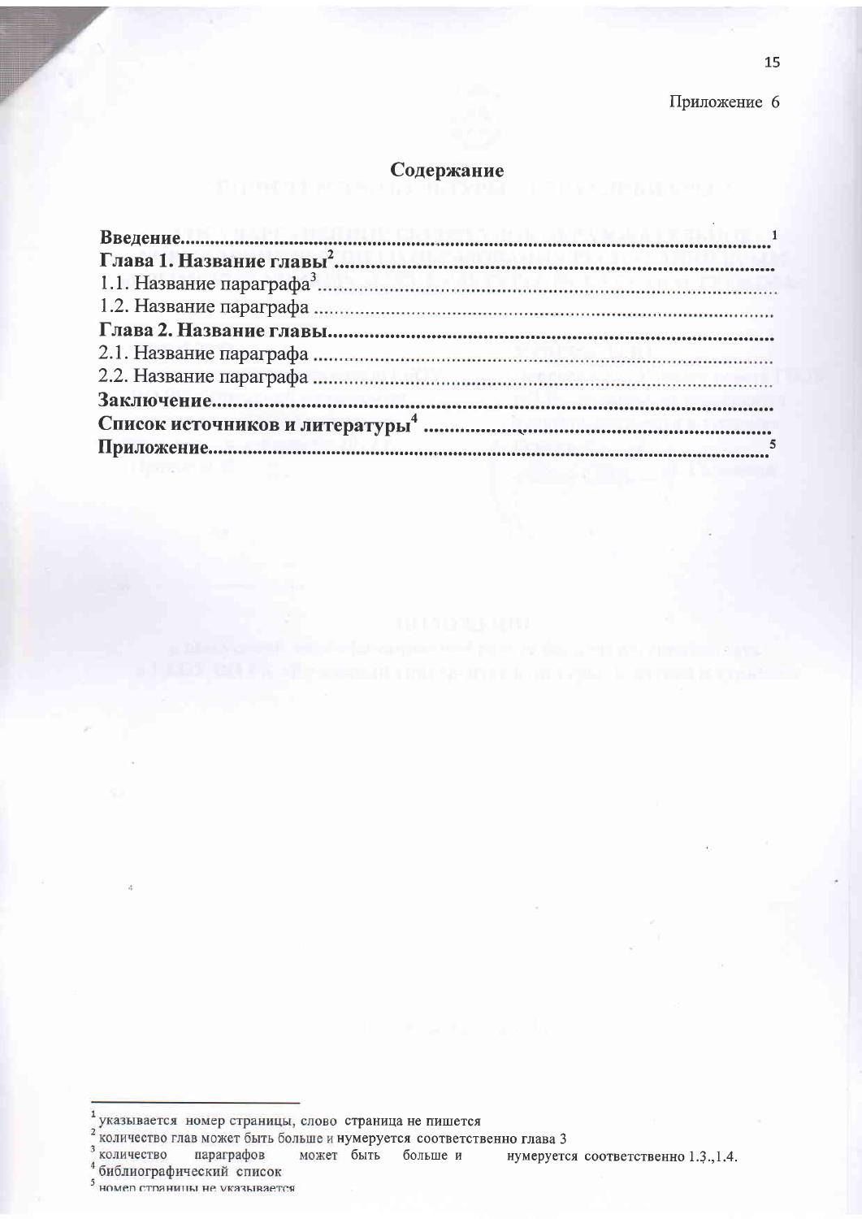Приложение 6

## Содержание

**Введение**.........................................................................................................[1]
**Глава 1. Название главы**[2]..........................................................................
1.1. Название параграфа[3].................................................................................
1.2. Название параграфа ...................................................................................
**Глава 2. Название главы**..............................................................................
2.1. Название параграфа ...................................................................................
2.2. Название параграфа ...................................................................................
**Заключение**......................................................................................................
**Список источников и литературы**[4] ............................................................
**Приложение**.....................................................................................................[5]

---

[1] указывается номер страницы, слово страница не пишется

[2] количество глав может быть больше и нумеруется соответственно глава 3

[3] количество параграфов может быть больше и нумеруется соответственно 1.3.,1.4.

[4] библиографический список

[5] номер страницы не указывается